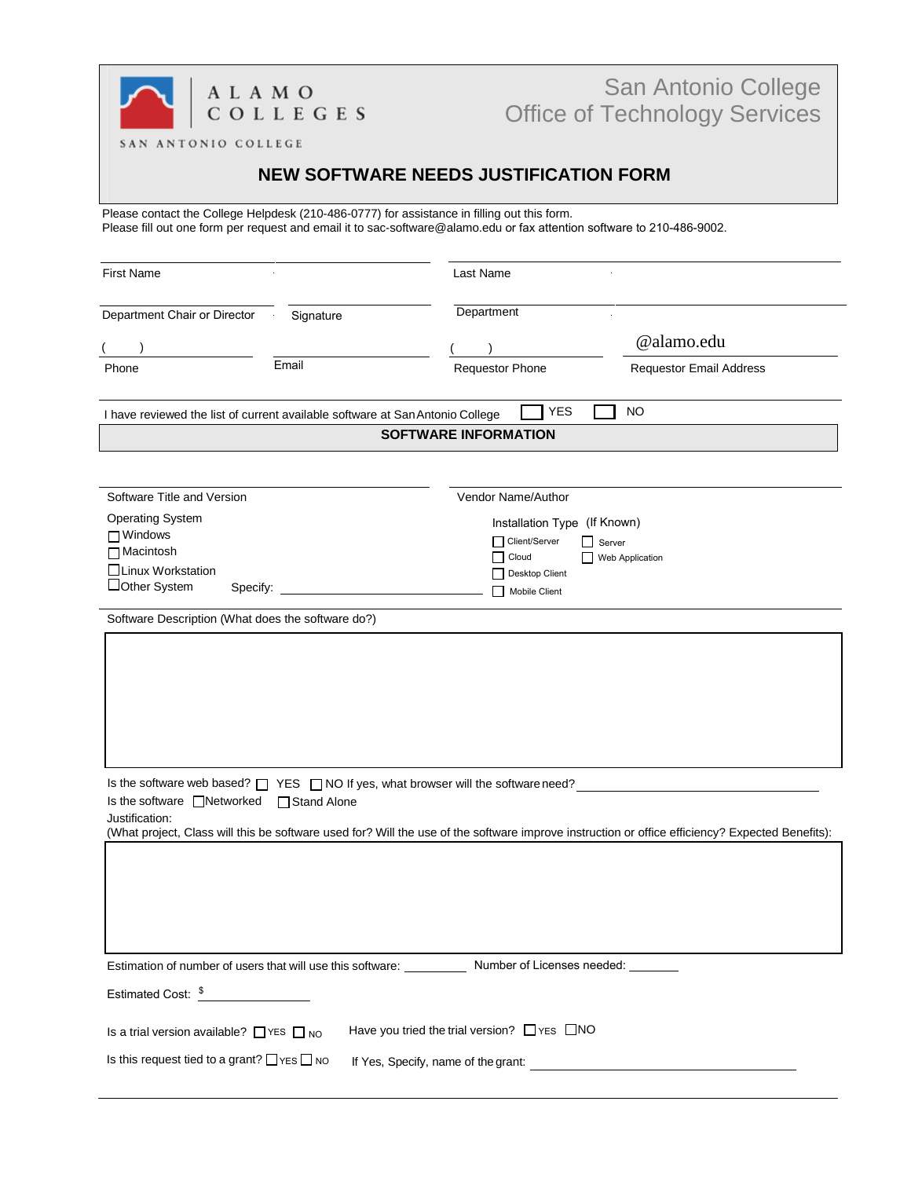ALAMO COLLEGES

SAN ANTONIO COLLEGE

San Antonio College
Office of Technology Services

# NEW SOFTWARE NEEDS JUSTIFICATION FORM

Please contact the College Helpdesk (210-486-0777) for assistance in filling out this form.
Please fill out one form per request and email it to sac-software@alamo.edu or fax attention software to 210-486-9002.

First Name ____________________ Last Name ____________________

Department Chair or Director ____________________ Signature ____________________ Department ____________________

( ) ____________________ Phone

Email ____________________

( ) ____________________ Requestor Phone

____________________ @alamo.edu Requestor Email Address

I have reviewed the list of current available software at San Antonio College ☐ YES ☐ NO

## SOFTWARE INFORMATION

Software Title and Version ____________________

Vendor Name/Author ____________________

Operating System
- ☐ Windows
- ☐ Macintosh
- ☐ Linux Workstation
- ☐ Other System Specify: ____________________

Installation Type (If Known)
- ☐ Client/Server ☐ Server
- ☐ Cloud ☐ Web Application
- ☐ Desktop Client
- ☐ Mobile Client

Software Description (What does the software do?)

| |
|---|
| |

Is the software web based? ☐ YES ☐ NO If yes, what browser will the software need? ____________________

Is the software ☐ Networked ☐ Stand Alone

Justification:
(What project, Class will this be software used for? Will the use of the software improve instruction or office efficiency? Expected Benefits):

| |
|---|
| |

Estimation of number of users that will use this software: __________ Number of Licenses needed: __________

Estimated Cost: $ ____________________

Is a trial version available? ☐ YES ☐ NO Have you tried the trial version? ☐ YES ☐ NO

Is this request tied to a grant? ☐ YES ☐ NO If Yes, Specify, name of the grant: ____________________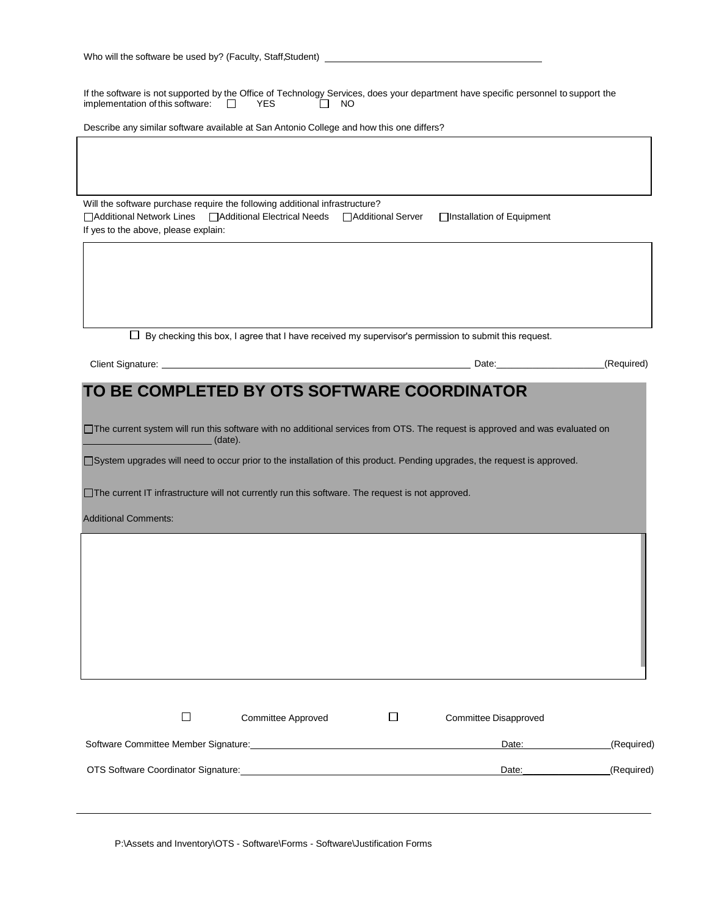Who will the software be used by? (Faculty, Staff,Student) ______________________________

If the software is not supported by the Office of Technology Services, does your department have specific personnel to support the implementation of this software: ☐ YES ☐ NO

Describe any similar software available at San Antonio College and how this one differs?

Will the software purchase require the following additional infrastructure?

☐ Additional Network Lines ☐ Additional Electrical Needs ☐ Additional Server ☐ Installation of Equipment

If yes to the above, please explain:

☐ By checking this box, I agree that I have received my supervisor's permission to submit this request.

Client Signature: ______________________________ Date: ____________________ (Required)

## TO BE COMPLETED BY OTS SOFTWARE COORDINATOR

☐ The current system will run this software with no additional services from OTS. The request is approved and was evaluated on ____________________ (date).

☐ System upgrades will need to occur prior to the installation of this product. Pending upgrades, the request is approved.

☐ The current IT infrastructure will not currently run this software. The request is not approved.

Additional Comments:

☐ Committee Approved ☐ Committee Disapproved

Software Committee Member Signature: ______________________________ Date: ________________ (Required)

OTS Software Coordinator Signature: ______________________________ Date: ________________ (Required)

P:\Assets and Inventory\OTS - Software\Forms - Software\Justification Forms